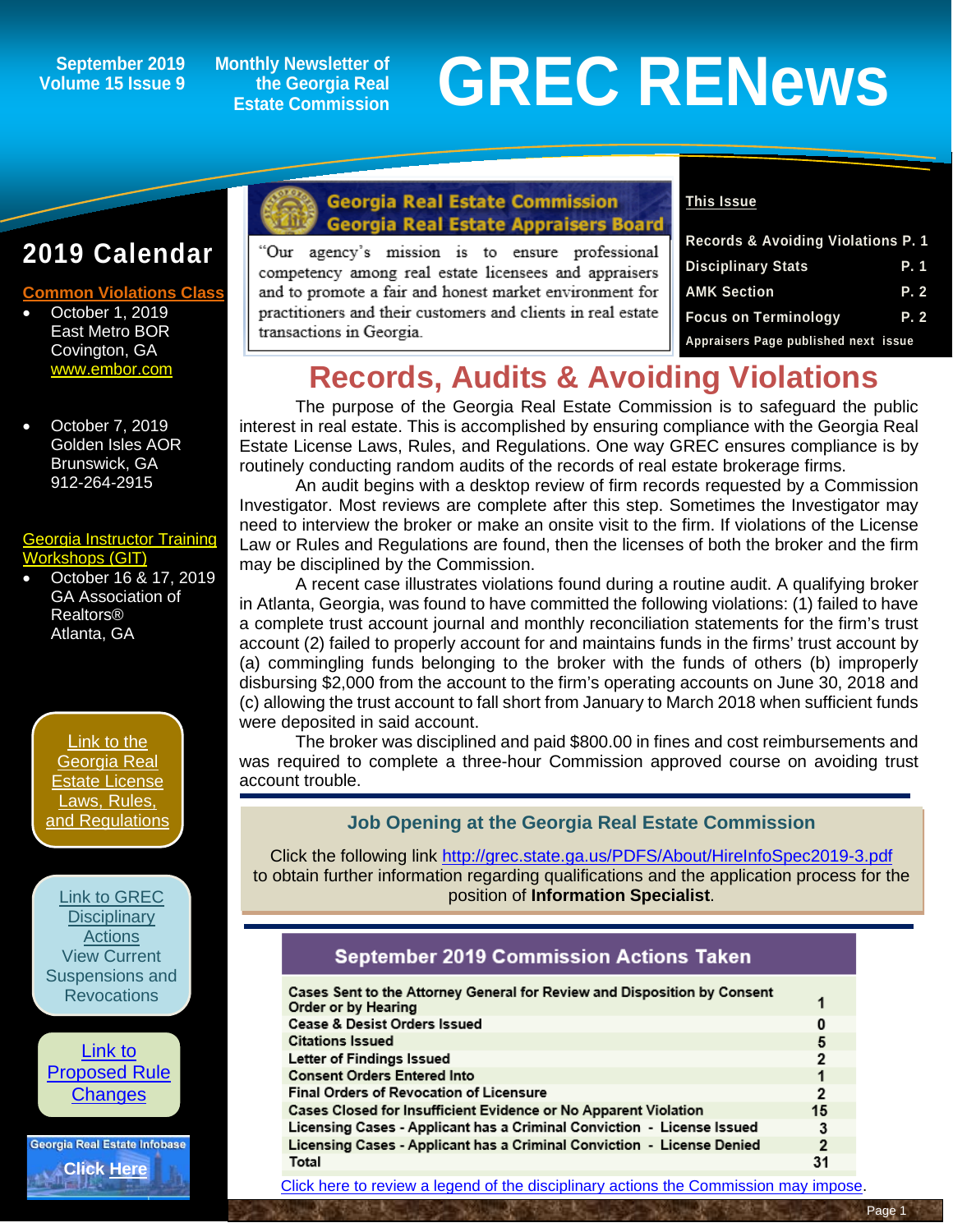September 2019 Volume 15 Issue 9

Monthly Newsletter of the Georgia Real Estate Commission

# GREC RENews

## 2019 Calendar

**Common Violations Class**

- October 1, 2019
  East Metro BOR
  Covington, GA
  www.embor.com

- October 7, 2019
  Golden Isles AOR
  Brunswick, GA
  912-264-2915

**Georgia Instructor Training Workshops (GIT)**

- October 16 & 17, 2019
  GA Association of Realtors®
  Atlanta, GA

Link to the Georgia Real Estate License Laws, Rules, and Regulations

Link to GREC Disciplinary Actions
View Current Suspensions and Revocations

Link to Proposed Rule Changes

Georgia Real Estate Infobase
Click Here

**Georgia Real Estate Commission**
**Georgia Real Estate Appraisers Board**

"Our agency's mission is to ensure professional competency among real estate licensees and appraisers and to promote a fair and honest market environment for practitioners and their customers and clients in real estate transactions in Georgia.

**This Issue**

| | |
|---|---|
| Records & Avoiding Violations | P. 1 |
| Disciplinary Stats | P. 1 |
| AMK Section | P. 2 |
| Focus on Terminology | P. 2 |

Appraisers Page published next issue

# Records, Audits & Avoiding Violations

The purpose of the Georgia Real Estate Commission is to safeguard the public interest in real estate. This is accomplished by ensuring compliance with the Georgia Real Estate License Laws, Rules, and Regulations. One way GREC ensures compliance is by routinely conducting random audits of the records of real estate brokerage firms.

An audit begins with a desktop review of firm records requested by a Commission Investigator. Most reviews are complete after this step. Sometimes the Investigator may need to interview the broker or make an onsite visit to the firm. If violations of the License Law or Rules and Regulations are found, then the licenses of both the broker and the firm may be disciplined by the Commission.

A recent case illustrates violations found during a routine audit. A qualifying broker in Atlanta, Georgia, was found to have committed the following violations: (1) failed to have a complete trust account journal and monthly reconciliation statements for the firm's trust account (2) failed to properly account for and maintains funds in the firms' trust account by (a) commingling funds belonging to the broker with the funds of others (b) improperly disbursing $2,000 from the account to the firm's operating accounts on June 30, 2018 and (c) allowing the trust account to fall short from January to March 2018 when sufficient funds were deposited in said account.

The broker was disciplined and paid $800.00 in fines and cost reimbursements and was required to complete a three-hour Commission approved course on avoiding trust account trouble.

## Job Opening at the Georgia Real Estate Commission

Click the following link http://grec.state.ga.us/PDFS/About/HireInfoSpec2019-3.pdf to obtain further information regarding qualifications and the application process for the position of **Information Specialist**.

| September 2019 Commission Actions Taken | |
|---|---|
| Cases Sent to the Attorney General for Review and Disposition by Consent Order or by Hearing | 1 |
| Cease & Desist Orders Issued | 0 |
| Citations Issued | 5 |
| Letter of Findings Issued | 2 |
| Consent Orders Entered Into | 1 |
| Final Orders of Revocation of Licensure | 2 |
| Cases Closed for Insufficient Evidence or No Apparent Violation | 15 |
| Licensing Cases - Applicant has a Criminal Conviction - License Issued | 3 |
| Licensing Cases - Applicant has a Criminal Conviction - License Denied | 2 |
| Total | 31 |

Click here to review a legend of the disciplinary actions the Commission may impose.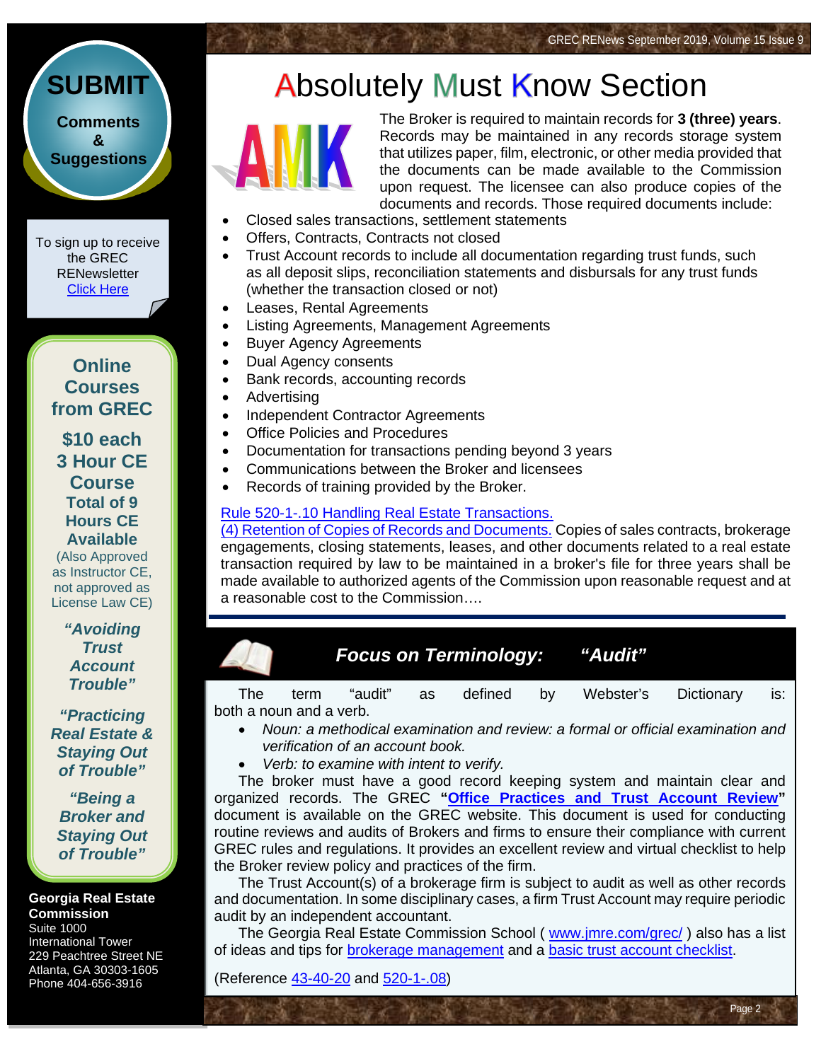# Absolutely Must Know Section

The Broker is required to maintain records for **3 (three) years**. Records may be maintained in any records storage system that utilizes paper, film, electronic, or other media provided that the documents can be made available to the Commission upon request. The licensee can also produce copies of the documents and records. Those required documents include:

- Closed sales transactions, settlement statements
- Offers, Contracts, Contracts not closed
- Trust Account records to include all documentation regarding trust funds, such as all deposit slips, reconciliation statements and disbursals for any trust funds (whether the transaction closed or not)
- Leases, Rental Agreements
- Listing Agreements, Management Agreements
- Buyer Agency Agreements
- Dual Agency consents
- Bank records, accounting records
- Advertising
- Independent Contractor Agreements
- Office Policies and Procedures
- Documentation for transactions pending beyond 3 years
- Communications between the Broker and licensees
- Records of training provided by the Broker.

Rule 520-1-.10 Handling Real Estate Transactions.
(4) Retention of Copies of Records and Documents. Copies of sales contracts, brokerage engagements, closing statements, leases, and other documents related to a real estate transaction required by law to be maintained in a broker's file for three years shall be made available to authorized agents of the Commission upon reasonable request and at a reasonable cost to the Commission….

## *Focus on Terminology: “Audit”*

The term “audit” as defined by Webster's Dictionary is: both a noun and a verb.

- *Noun: a methodical examination and review: a formal or official examination and verification of an account book.*
- *Verb: to examine with intent to verify.*

The broker must have a good record keeping system and maintain clear and organized records. The GREC **“Office Practices and Trust Account Review”** document is available on the GREC website. This document is used for conducting routine reviews and audits of Brokers and firms to ensure their compliance with current GREC rules and regulations. It provides an excellent review and virtual checklist to help the Broker review policy and practices of the firm.

The Trust Account(s) of a brokerage firm is subject to audit as well as other records and documentation. In some disciplinary cases, a firm Trust Account may require periodic audit by an independent accountant.

The Georgia Real Estate Commission School ( www.jmre.com/grec/ ) also has a list of ideas and tips for brokerage management and a basic trust account checklist.

(Reference 43-40-20 and 520-1-.08)

**SUBMIT**

**Comments & Suggestions**

To sign up to receive the GREC RENewsletter Click Here

**Online Courses from GREC**

**$10 each**

**3 Hour CE Course**

**Total of 9 Hours CE Available**

(Also Approved as Instructor CE, not approved as License Law CE)

***“Avoiding Trust Account Trouble”***

***“Practicing Real Estate & Staying Out of Trouble”***

***“Being a Broker and Staying Out of Trouble”***

**Georgia Real Estate Commission**
Suite 1000
International Tower
229 Peachtree Street NE
Atlanta, GA 30303-1605
Phone 404-656-3916